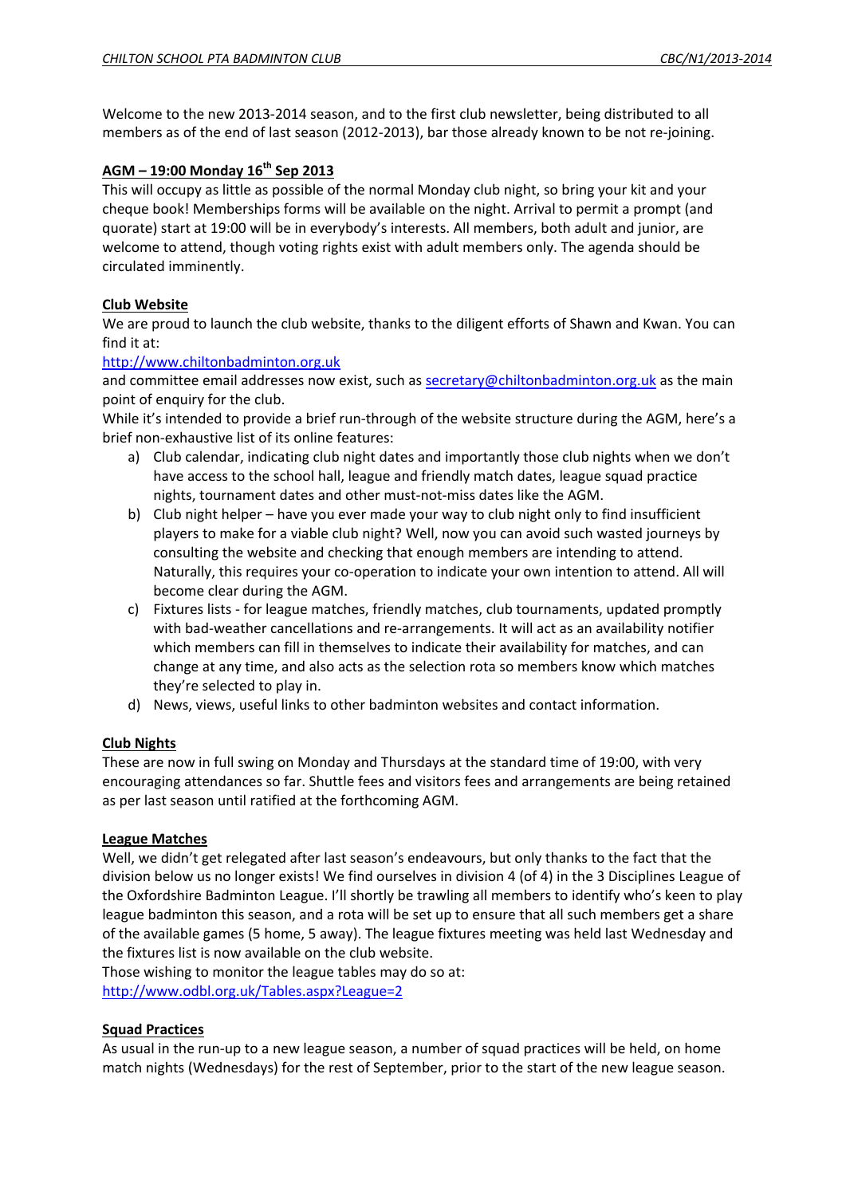Welcome to the new 2013-2014 season, and to the first club newsletter, being distributed to all members as of the end of last season (2012-2013), bar those already known to be not re-joining.

## AGM – 19:00 Monday 16th Sep 2013

This will occupy as little as possible of the normal Monday club night, so bring your kit and your cheque book! Memberships forms will be available on the night. Arrival to permit a prompt (and quorate) start at 19:00 will be in everybody's interests. All members, both adult and junior, are welcome to attend, though voting rights exist with adult members only. The agenda should be circulated imminently.

## Club Website

We are proud to launch the club website, thanks to the diligent efforts of Shawn and Kwan. You can find it at:

http://www.chiltonbadminton.org.uk

and committee email addresses now exist, such as secretary@chiltonbadminton.org.uk as the main point of enquiry for the club.

While it's intended to provide a brief run-through of the website structure during the AGM, here's a brief non-exhaustive list of its online features:

a) Club calendar, indicating club night dates and importantly those club nights when we don't have access to the school hall, league and friendly match dates, league squad practice nights, tournament dates and other must-not-miss dates like the AGM.
b) Club night helper – have you ever made your way to club night only to find insufficient players to make for a viable club night? Well, now you can avoid such wasted journeys by consulting the website and checking that enough members are intending to attend. Naturally, this requires your co-operation to indicate your own intention to attend. All will become clear during the AGM.
c) Fixtures lists - for league matches, friendly matches, club tournaments, updated promptly with bad-weather cancellations and re-arrangements. It will act as an availability notifier which members can fill in themselves to indicate their availability for matches, and can change at any time, and also acts as the selection rota so members know which matches they're selected to play in.
d) News, views, useful links to other badminton websites and contact information.

## Club Nights

These are now in full swing on Monday and Thursdays at the standard time of 19:00, with very encouraging attendances so far. Shuttle fees and visitors fees and arrangements are being retained as per last season until ratified at the forthcoming AGM.

## League Matches

Well, we didn't get relegated after last season's endeavours, but only thanks to the fact that the division below us no longer exists! We find ourselves in division 4 (of 4) in the 3 Disciplines League of the Oxfordshire Badminton League. I'll shortly be trawling all members to identify who's keen to play league badminton this season, and a rota will be set up to ensure that all such members get a share of the available games (5 home, 5 away). The league fixtures meeting was held last Wednesday and the fixtures list is now available on the club website.

Those wishing to monitor the league tables may do so at:

http://www.odbl.org.uk/Tables.aspx?League=2

## Squad Practices

As usual in the run-up to a new league season, a number of squad practices will be held, on home match nights (Wednesdays) for the rest of September, prior to the start of the new league season.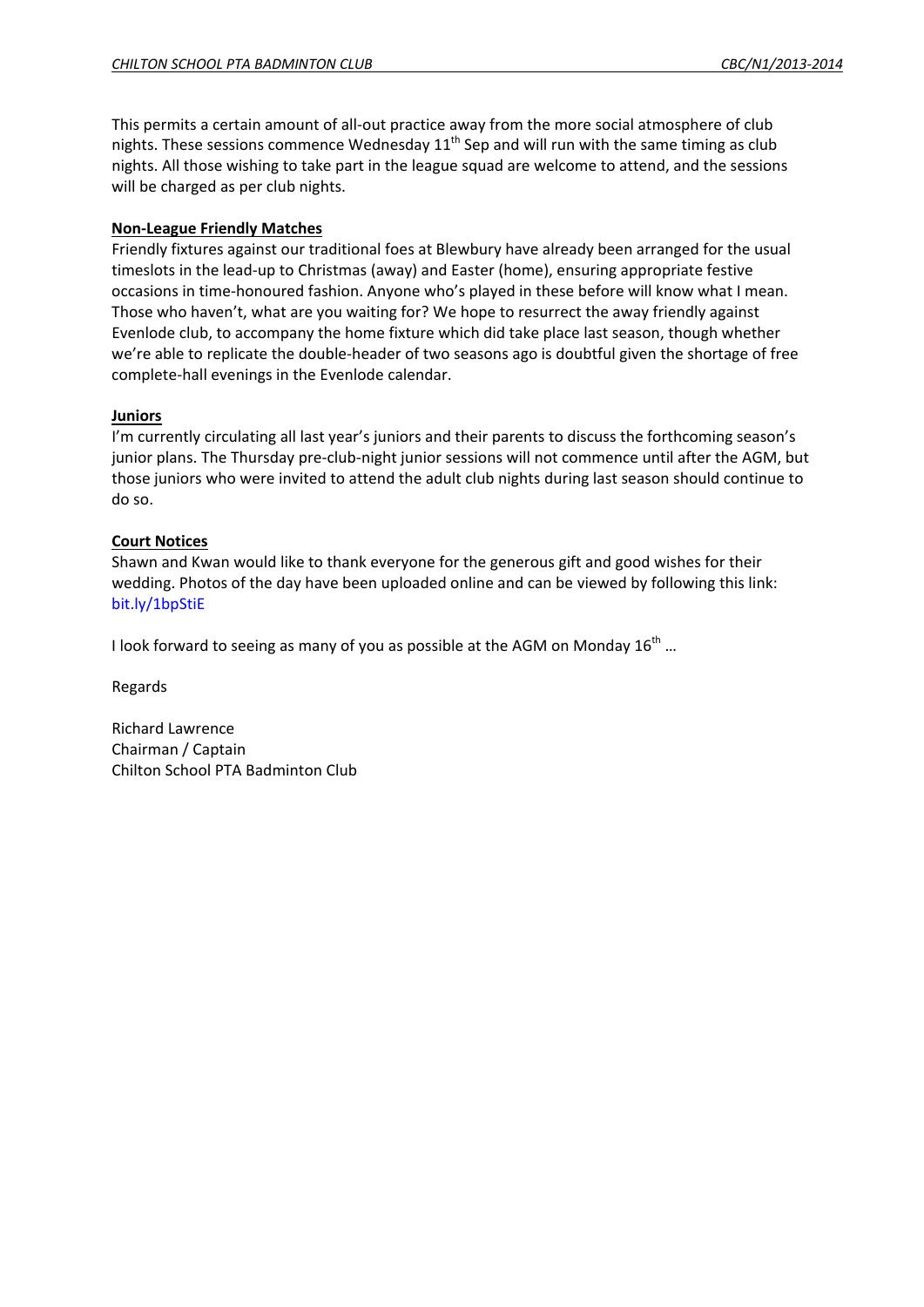This permits a certain amount of all-out practice away from the more social atmosphere of club nights. These sessions commence Wednesday 11th Sep and will run with the same timing as club nights. All those wishing to take part in the league squad are welcome to attend, and the sessions will be charged as per club nights.

## Non-League Friendly Matches

Friendly fixtures against our traditional foes at Blewbury have already been arranged for the usual timeslots in the lead-up to Christmas (away) and Easter (home), ensuring appropriate festive occasions in time-honoured fashion. Anyone who's played in these before will know what I mean. Those who haven't, what are you waiting for? We hope to resurrect the away friendly against Evenlode club, to accompany the home fixture which did take place last season, though whether we're able to replicate the double-header of two seasons ago is doubtful given the shortage of free complete-hall evenings in the Evenlode calendar.

## Juniors

I'm currently circulating all last year's juniors and their parents to discuss the forthcoming season's junior plans. The Thursday pre-club-night junior sessions will not commence until after the AGM, but those juniors who were invited to attend the adult club nights during last season should continue to do so.

## Court Notices

Shawn and Kwan would like to thank everyone for the generous gift and good wishes for their wedding. Photos of the day have been uploaded online and can be viewed by following this link: bit.ly/1bpStiE

I look forward to seeing as many of you as possible at the AGM on Monday 16th …

Regards

Richard Lawrence
Chairman / Captain
Chilton School PTA Badminton Club